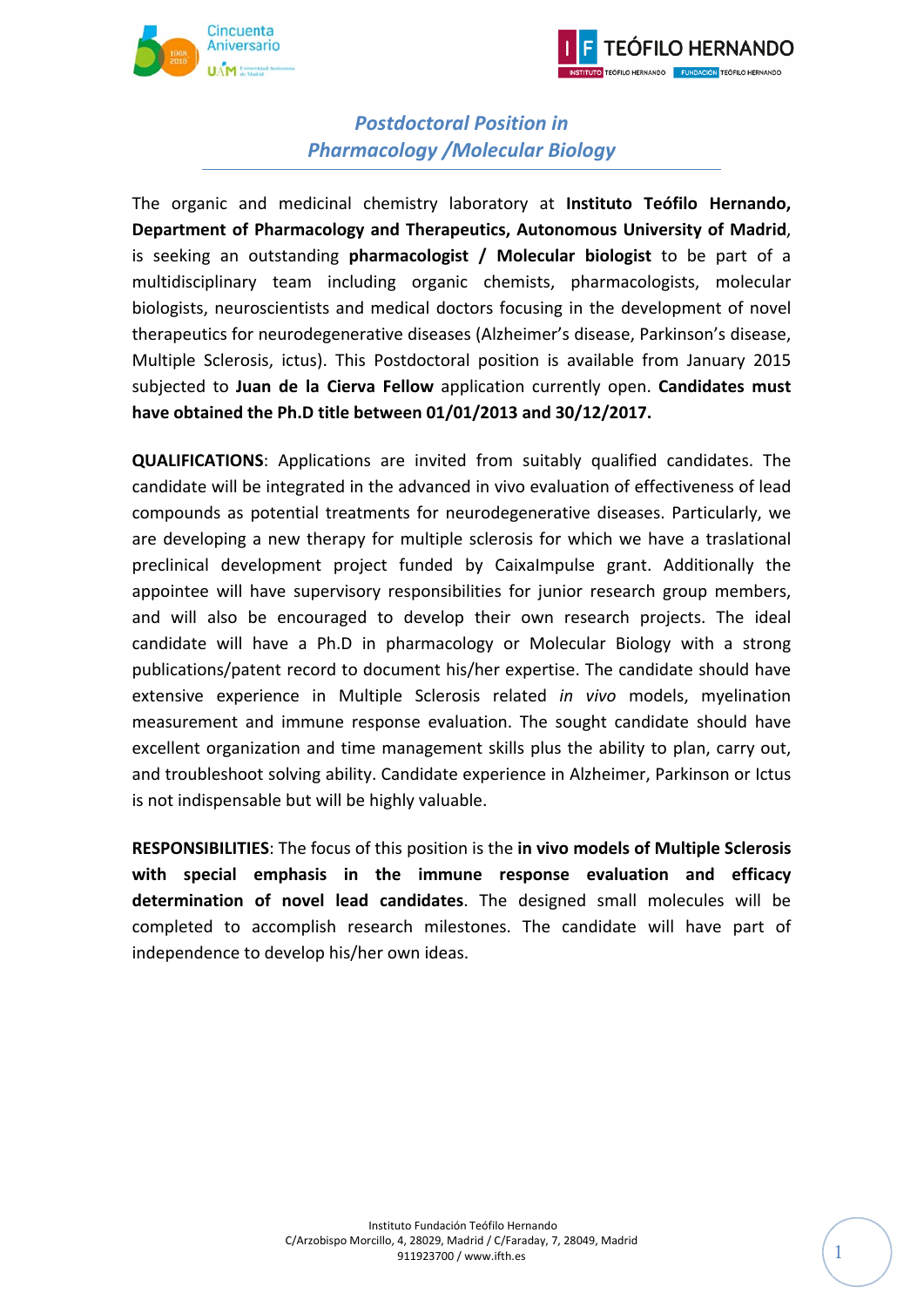## *Postdoctoral Position in Pharmacology /Molecular Biology*

The organic and medicinal chemistry laboratory at **Instituto Teófilo Hernando, Department of Pharmacology and Therapeutics, Autonomous University of Madrid**, is seeking an outstanding **pharmacologist / Molecular biologist** to be part of a multidisciplinary team including organic chemists, pharmacologists, molecular biologists, neuroscientists and medical doctors focusing in the development of novel therapeutics for neurodegenerative diseases (Alzheimer's disease, Parkinson's disease, Multiple Sclerosis, ictus). This Postdoctoral position is available from January 2015 subjected to **Juan de la Cierva Fellow** application currently open. **Candidates must have obtained the Ph.D title between 01/01/2013 and 30/12/2017.**

**QUALIFICATIONS**: Applications are invited from suitably qualified candidates. The candidate will be integrated in the advanced in vivo evaluation of effectiveness of lead compounds as potential treatments for neurodegenerative diseases. Particularly, we are developing a new therapy for multiple sclerosis for which we have a traslational preclinical development project funded by CaixaImpulse grant. Additionally the appointee will have supervisory responsibilities for junior research group members, and will also be encouraged to develop their own research projects. The ideal candidate will have a Ph.D in pharmacology or Molecular Biology with a strong publications/patent record to document his/her expertise. The candidate should have extensive experience in Multiple Sclerosis related *in vivo* models, myelination measurement and immune response evaluation. The sought candidate should have excellent organization and time management skills plus the ability to plan, carry out, and troubleshoot solving ability. Candidate experience in Alzheimer, Parkinson or Ictus is not indispensable but will be highly valuable.

**RESPONSIBILITIES**: The focus of this position is the **in vivo models of Multiple Sclerosis with special emphasis in the immune response evaluation and efficacy determination of novel lead candidates**. The designed small molecules will be completed to accomplish research milestones. The candidate will have part of independence to develop his/her own ideas.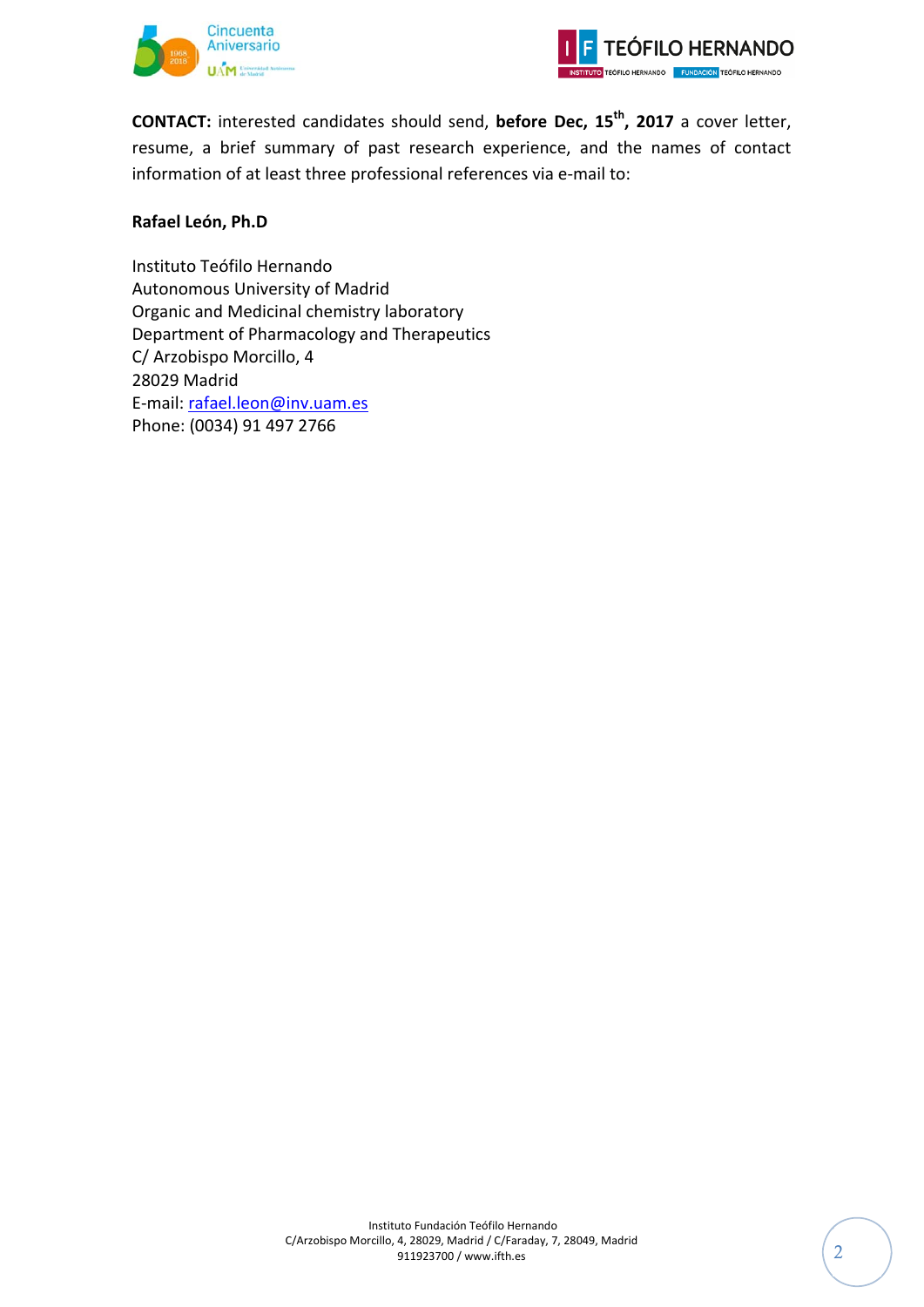**CONTACT:** interested candidates should send, **before Dec, 15th, 2017** a cover letter, resume, a brief summary of past research experience, and the names of contact information of at least three professional references via e-mail to:

**Rafael León, Ph.D**

Instituto Teófilo Hernando
Autonomous University of Madrid
Organic and Medicinal chemistry laboratory
Department of Pharmacology and Therapeutics
C/ Arzobispo Morcillo, 4
28029 Madrid
E-mail: rafael.leon@inv.uam.es
Phone: (0034) 91 497 2766